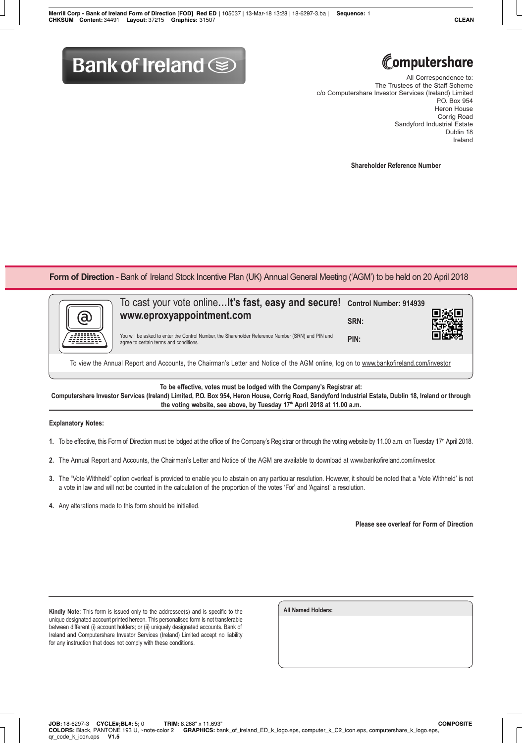Bank of Ireland

Computershare

All Correspondence to:
The Trustees of the Staff Scheme
c/o Computershare Investor Services (Ireland) Limited
P.O. Box 954
Heron House
Corrig Road
Sandyford Industrial Estate
Dublin 18
Ireland

**Shareholder Reference Number**

## **Form of Direction** - Bank of Ireland Stock Incentive Plan (UK) Annual General Meeting ('AGM') to be held on 20 April 2018

To cast your vote online...**It's fast, easy and secure!**
**www.eproxyappointment.com**

You will be asked to enter the Control Number, the Shareholder Reference Number (SRN) and PIN and agree to certain terms and conditions.

**Control Number: 914939**

**SRN:**

**PIN:**

To view the Annual Report and Accounts, the Chairman's Letter and Notice of the AGM online, log on to www.bankofireland.com/investor

**To be effective, votes must be lodged with the Company's Registrar at:**
**Computershare Investor Services (Ireland) Limited, P.O. Box 954, Heron House, Corrig Road, Sandyford Industrial Estate, Dublin 18, Ireland or through the voting website, see above, by Tuesday 17th April 2018 at 11.00 a.m.**

**Explanatory Notes:**

1. To be effective, this Form of Direction must be lodged at the office of the Company's Registrar or through the voting website by 11.00 a.m. on Tuesday 17th April 2018.
2. The Annual Report and Accounts, the Chairman's Letter and Notice of the AGM are available to download at www.bankofireland.com/investor.
3. The "Vote Withheld" option overleaf is provided to enable you to abstain on any particular resolution. However, it should be noted that a 'Vote Withheld' is not a vote in law and will not be counted in the calculation of the proportion of the votes 'For' and 'Against' a resolution.
4. Any alterations made to this form should be initialled.

**Please see overleaf for Form of Direction**

**Kindly Note:** This form is issued only to the addressee(s) and is specific to the unique designated account printed hereon. This personalised form is not transferable between different (i) account holders; or (ii) uniquely designated accounts. Bank of Ireland and Computershare Investor Services (Ireland) Limited accept no liability for any instruction that does not comply with these conditions.

**All Named Holders:**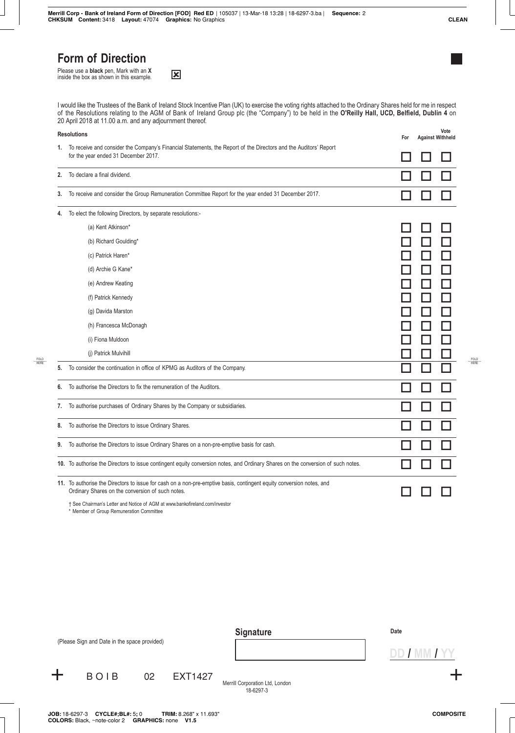# Form of Direction

Please use a **black** pen, Mark with an **X** inside the box as shown in this example. ☒

I would like the Trustees of the Bank of Ireland Stock Incentive Plan (UK) to exercise the voting rights attached to the Ordinary Shares held for me in respect of the Resolutions relating to the AGM of Bank of Ireland Group plc (the "Company") to be held in the **O'Reilly Hall, UCD, Belfield, Dublin 4** on 20 April 2018 at 11.00 a.m. and any adjournment thereof.

| Resolutions | For | Against | Vote Withheld |
|---|---|---|---|
| **1.** To receive and consider the Company's Financial Statements, the Report of the Directors and the Auditors' Report for the year ended 31 December 2017. | ☐ | ☐ | ☐ |
| **2.** To declare a final dividend. | ☐ | ☐ | ☐ |
| **3.** To receive and consider the Group Remuneration Committee Report for the year ended 31 December 2017. | ☐ | ☐ | ☐ |
| **4.** To elect the following Directors, by separate resolutions:- | | | |
| (a) Kent Atkinson* | ☐ | ☐ | ☐ |
| (b) Richard Goulding* | ☐ | ☐ | ☐ |
| (c) Patrick Haren* | ☐ | ☐ | ☐ |
| (d) Archie G Kane* | ☐ | ☐ | ☐ |
| (e) Andrew Keating | ☐ | ☐ | ☐ |
| (f) Patrick Kennedy | ☐ | ☐ | ☐ |
| (g) Davida Marston | ☐ | ☐ | ☐ |
| (h) Francesca McDonagh | ☐ | ☐ | ☐ |
| (i) Fiona Muldoon | ☐ | ☐ | ☐ |
| (j) Patrick Mulvihill | ☐ | ☐ | ☐ |
| **5.** To consider the continuation in office of KPMG as Auditors of the Company. | ☐ | ☐ | ☐ |
| **6.** To authorise the Directors to fix the remuneration of the Auditors. | ☐ | ☐ | ☐ |
| **7.** To authorise purchases of Ordinary Shares by the Company or subsidiaries. | ☐ | ☐ | ☐ |
| **8.** To authorise the Directors to issue Ordinary Shares. | ☐ | ☐ | ☐ |
| **9.** To authorise the Directors to issue Ordinary Shares on a non-pre-emptive basis for cash. | ☐ | ☐ | ☐ |
| **10.** To authorise the Directors to issue contingent equity conversion notes, and Ordinary Shares on the conversion of such notes. | ☐ | ☐ | ☐ |
| **11.** To authorise the Directors to issue for cash on a non-pre-emptive basis, contingent equity conversion notes, and Ordinary Shares on the conversion of such notes. | ☐ | ☐ | ☐ |

† See Chairman's Letter and Notice of AGM at www.bankofireland.com/investor

\* Member of Group Remuneration Committee

(Please Sign and Date in the space provided)

**Signature**

Date

DD / MM / YY

B O I B 02 EXT1427

Merrill Corporation Ltd, London
18-6297-3